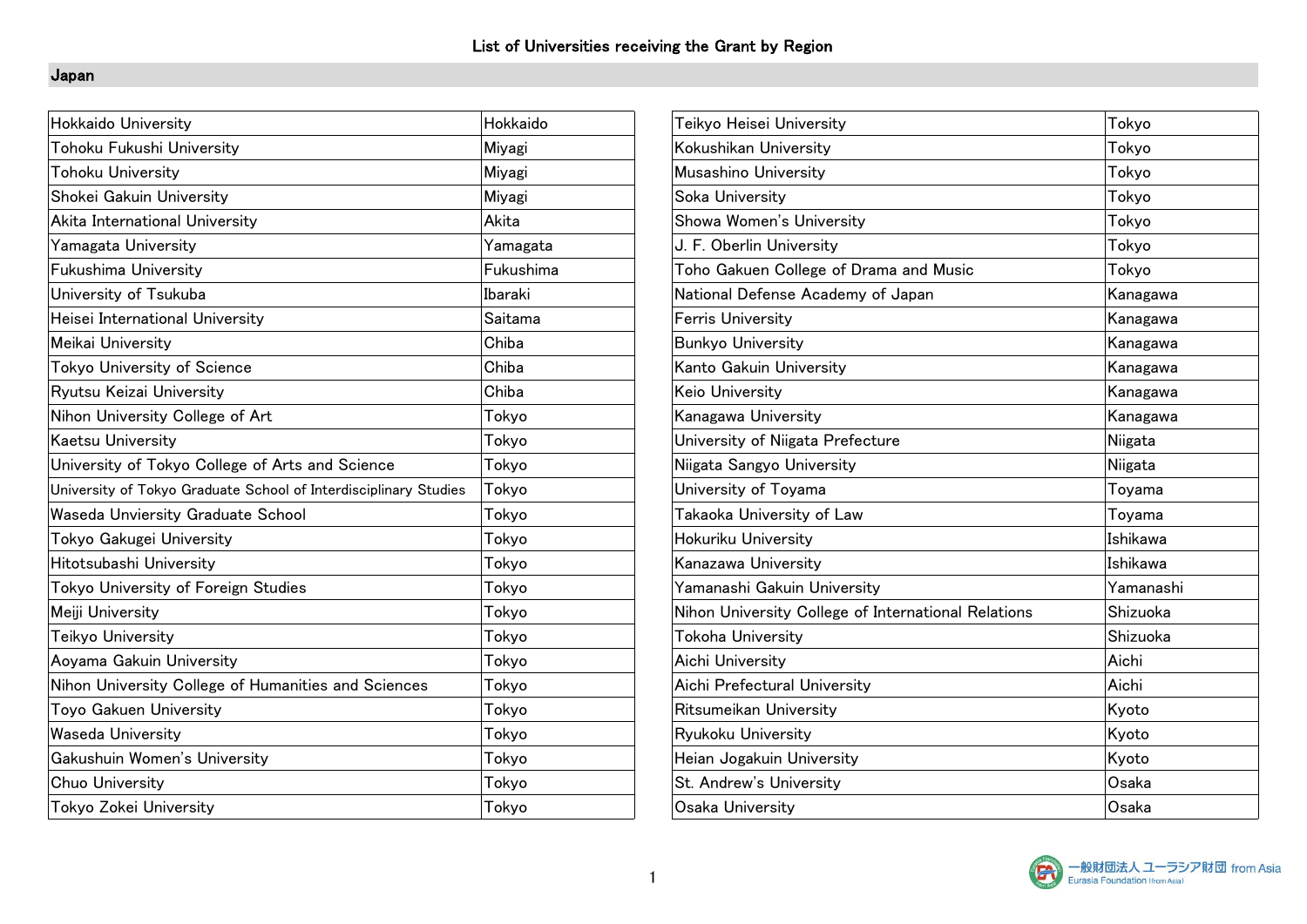# List of Universities receiving the Grant by Region

## Japan

| University | Prefecture |
|---|---|
| Hokkaido University | Hokkaido |
| Tohoku Fukushi University | Miyagi |
| Tohoku University | Miyagi |
| Shokei Gakuin University | Miyagi |
| Akita International University | Akita |
| Yamagata University | Yamagata |
| Fukushima University | Fukushima |
| University of Tsukuba | Ibaraki |
| Heisei International University | Saitama |
| Meikai University | Chiba |
| Tokyo University of Science | Chiba |
| Ryutsu Keizai University | Chiba |
| Nihon University College of Art | Tokyo |
| Kaetsu University | Tokyo |
| University of Tokyo College of Arts and Science | Tokyo |
| University of Tokyo Graduate School of Interdisciplinary Studies | Tokyo |
| Waseda Unviersity Graduate School | Tokyo |
| Tokyo Gakugei University | Tokyo |
| Hitotsubashi University | Tokyo |
| Tokyo University of Foreign Studies | Tokyo |
| Meiji University | Tokyo |
| Teikyo University | Tokyo |
| Aoyama Gakuin University | Tokyo |
| Nihon University College of Humanities and Sciences | Tokyo |
| Toyo Gakuen University | Tokyo |
| Waseda University | Tokyo |
| Gakushuin Women's University | Tokyo |
| Chuo University | Tokyo |
| Tokyo Zokei University | Tokyo |
| Teikyo Heisei University | Tokyo |
| Kokushikan University | Tokyo |
| Musashino University | Tokyo |
| Soka University | Tokyo |
| Showa Women's University | Tokyo |
| J. F. Oberlin University | Tokyo |
| Toho Gakuen College of Drama and Music | Tokyo |
| National Defense Academy of Japan | Kanagawa |
| Ferris University | Kanagawa |
| Bunkyo University | Kanagawa |
| Kanto Gakuin University | Kanagawa |
| Keio University | Kanagawa |
| Kanagawa University | Kanagawa |
| University of Niigata Prefecture | Niigata |
| Niigata Sangyo University | Niigata |
| University of Toyama | Toyama |
| Takaoka University of Law | Toyama |
| Hokuriku University | Ishikawa |
| Kanazawa University | Ishikawa |
| Yamanashi Gakuin University | Yamanashi |
| Nihon University College of International Relations | Shizuoka |
| Tokoha University | Shizuoka |
| Aichi University | Aichi |
| Aichi Prefectural University | Aichi |
| Ritsumeikan University | Kyoto |
| Ryukoku University | Kyoto |
| Heian Jogakuin University | Kyoto |
| St. Andrew's University | Osaka |
| Osaka University | Osaka |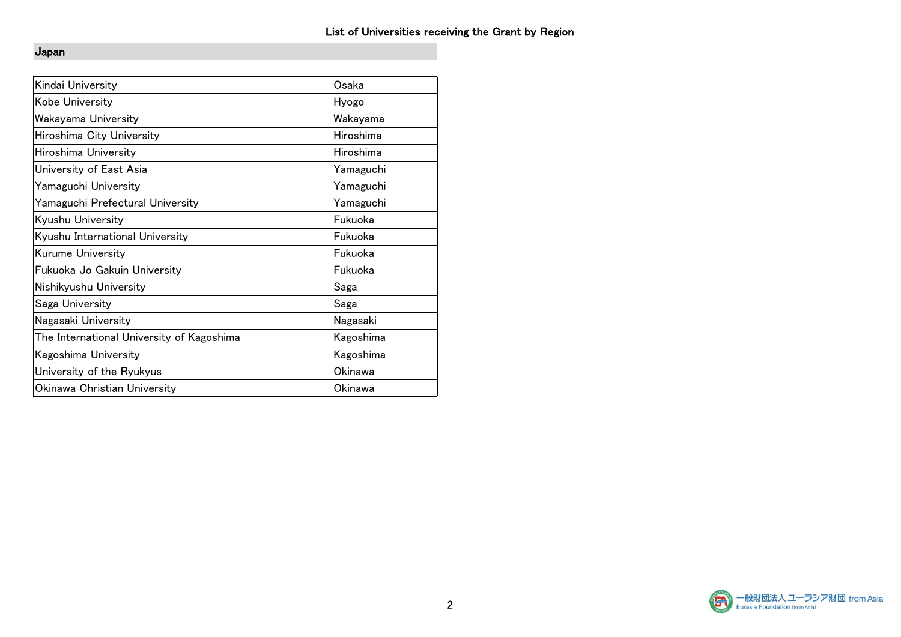## List of Universities receiving the Grant by Region

### Japan

| University | Prefecture |
|---|---|
| Kindai University | Osaka |
| Kobe University | Hyogo |
| Wakayama University | Wakayama |
| Hiroshima City University | Hiroshima |
| Hiroshima University | Hiroshima |
| University of East Asia | Yamaguchi |
| Yamaguchi University | Yamaguchi |
| Yamaguchi Prefectural University | Yamaguchi |
| Kyushu University | Fukuoka |
| Kyushu International University | Fukuoka |
| Kurume University | Fukuoka |
| Fukuoka Jo Gakuin University | Fukuoka |
| Nishikyushu University | Saga |
| Saga University | Saga |
| Nagasaki University | Nagasaki |
| The International University of Kagoshima | Kagoshima |
| Kagoshima University | Kagoshima |
| University of the Ryukyus | Okinawa |
| Okinawa Christian University | Okinawa |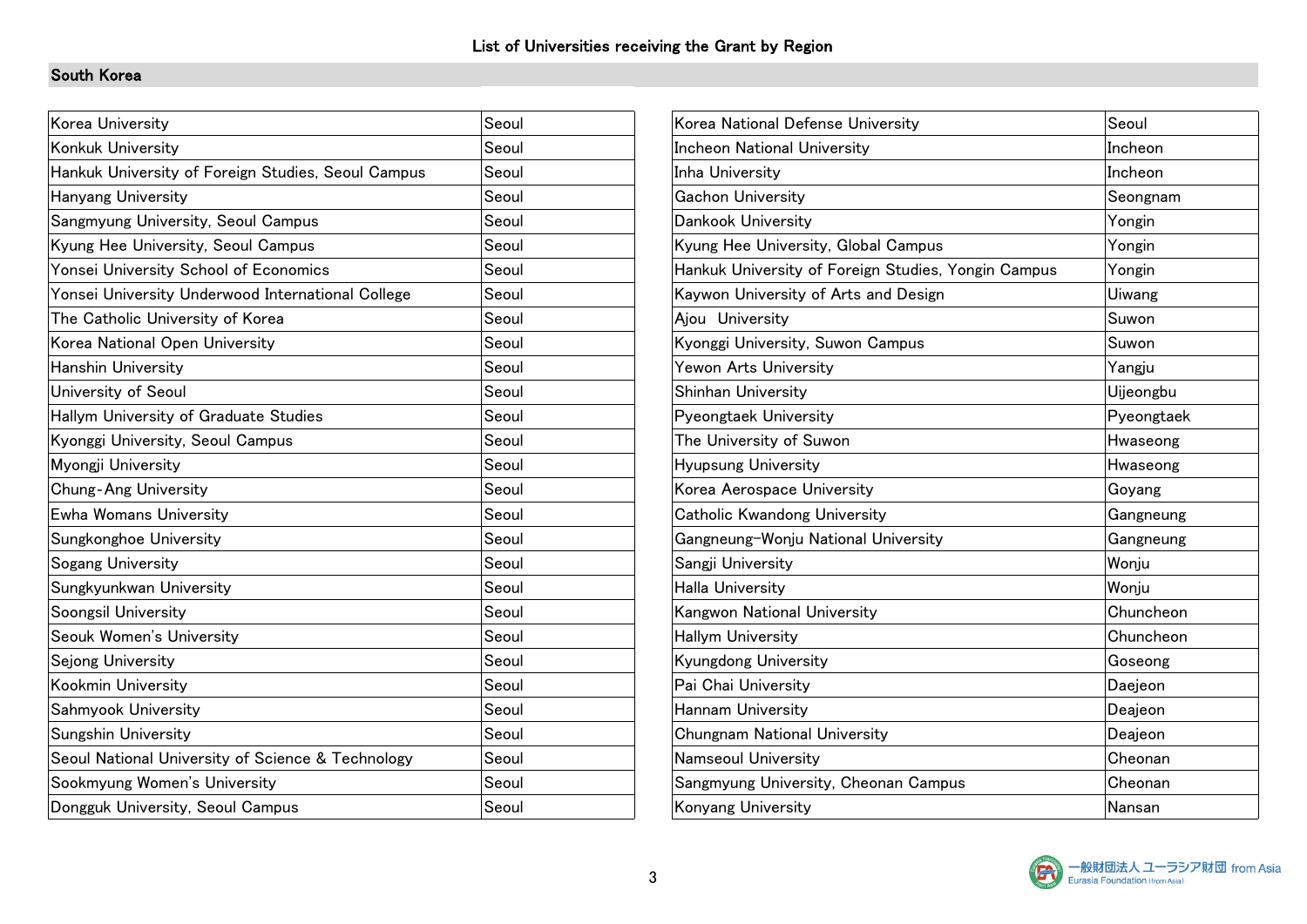## List of Universities receiving the Grant by Region

### South Korea

| University | City |
|---|---|
| Korea University | Seoul |
| Konkuk University | Seoul |
| Hankuk University of Foreign Studies, Seoul Campus | Seoul |
| Hanyang University | Seoul |
| Sangmyung University, Seoul Campus | Seoul |
| Kyung Hee University, Seoul Campus | Seoul |
| Yonsei University School of Economics | Seoul |
| Yonsei University Underwood International College | Seoul |
| The Catholic University of Korea | Seoul |
| Korea National Open University | Seoul |
| Hanshin University | Seoul |
| University of Seoul | Seoul |
| Hallym University of Graduate Studies | Seoul |
| Kyonggi University, Seoul Campus | Seoul |
| Myongji University | Seoul |
| Chung-Ang University | Seoul |
| Ewha Womans University | Seoul |
| Sungkonghoe University | Seoul |
| Sogang University | Seoul |
| Sungkyunkwan University | Seoul |
| Soongsil University | Seoul |
| Seouk Women's University | Seoul |
| Sejong University | Seoul |
| Kookmin University | Seoul |
| Sahmyook University | Seoul |
| Sungshin University | Seoul |
| Seoul National University of Science & Technology | Seoul |
| Sookmyung Women's University | Seoul |
| Dongguk University, Seoul Campus | Seoul |
| Korea National Defense University | Seoul |
| Incheon National University | Incheon |
| Inha University | Incheon |
| Gachon University | Seongnam |
| Dankook University | Yongin |
| Kyung Hee University, Global Campus | Yongin |
| Hankuk University of Foreign Studies, Yongin Campus | Yongin |
| Kaywon University of Arts and Design | Uiwang |
| Ajou University | Suwon |
| Kyonggi University, Suwon Campus | Suwon |
| Yewon Arts University | Yangju |
| Shinhan University | Uijeongbu |
| Pyeongtaek University | Pyeongtaek |
| The University of Suwon | Hwaseong |
| Hyupsung University | Hwaseong |
| Korea Aerospace University | Goyang |
| Catholic Kwandong University | Gangneung |
| Gangneung-Wonju National University | Gangneung |
| Sangji University | Wonju |
| Halla University | Wonju |
| Kangwon National University | Chuncheon |
| Hallym University | Chuncheon |
| Kyungdong University | Goseong |
| Pai Chai University | Daejeon |
| Hannam University | Deajeon |
| Chungnam National University | Deajeon |
| Namseoul University | Cheonan |
| Sangmyung University, Cheonan Campus | Cheonan |
| Konyang University | Nansan |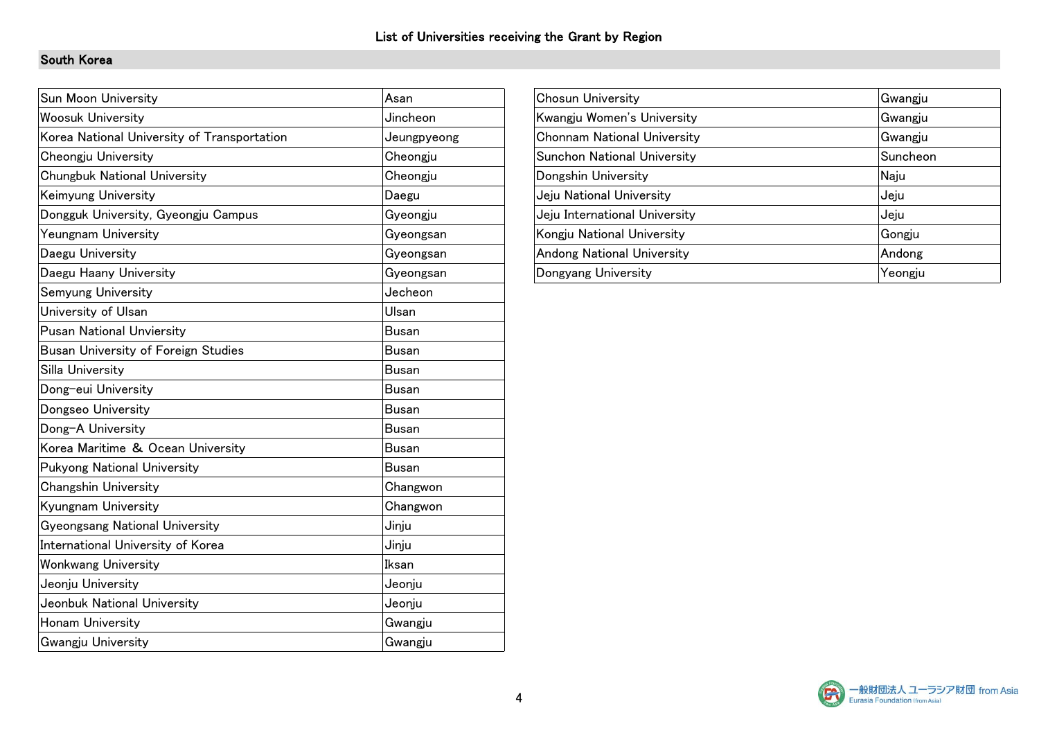# List of Universities receiving the Grant by Region

## South Korea

| University | City |
|---|---|
| Sun Moon University | Asan |
| Woosuk University | Jincheon |
| Korea National University of Transportation | Jeungpyeong |
| Cheongju University | Cheongju |
| Chungbuk National University | Cheongju |
| Keimyung University | Daegu |
| Dongguk University, Gyeongju Campus | Gyeongju |
| Yeungnam University | Gyeongsan |
| Daegu University | Gyeongsan |
| Daegu Haany University | Gyeongsan |
| Semyung University | Jecheon |
| University of Ulsan | Ulsan |
| Pusan National Unviersity | Busan |
| Busan University of Foreign Studies | Busan |
| Silla University | Busan |
| Dong-eui University | Busan |
| Dongseo University | Busan |
| Dong-A University | Busan |
| Korea Maritime & Ocean University | Busan |
| Pukyong National University | Busan |
| Changshin University | Changwon |
| Kyungnam University | Changwon |
| Gyeongsang National University | Jinju |
| International University of Korea | Jinju |
| Wonkwang University | Iksan |
| Jeonju University | Jeonju |
| Jeonbuk National University | Jeonju |
| Honam University | Gwangju |
| Gwangju University | Gwangju |
| Chosun University | Gwangju |
| Kwangju Women's University | Gwangju |
| Chonnam National University | Gwangju |
| Sunchon National University | Suncheon |
| Dongshin University | Naju |
| Jeju National University | Jeju |
| Jeju International University | Jeju |
| Kongju National University | Gongju |
| Andong National University | Andong |
| Dongyang University | Yeongju |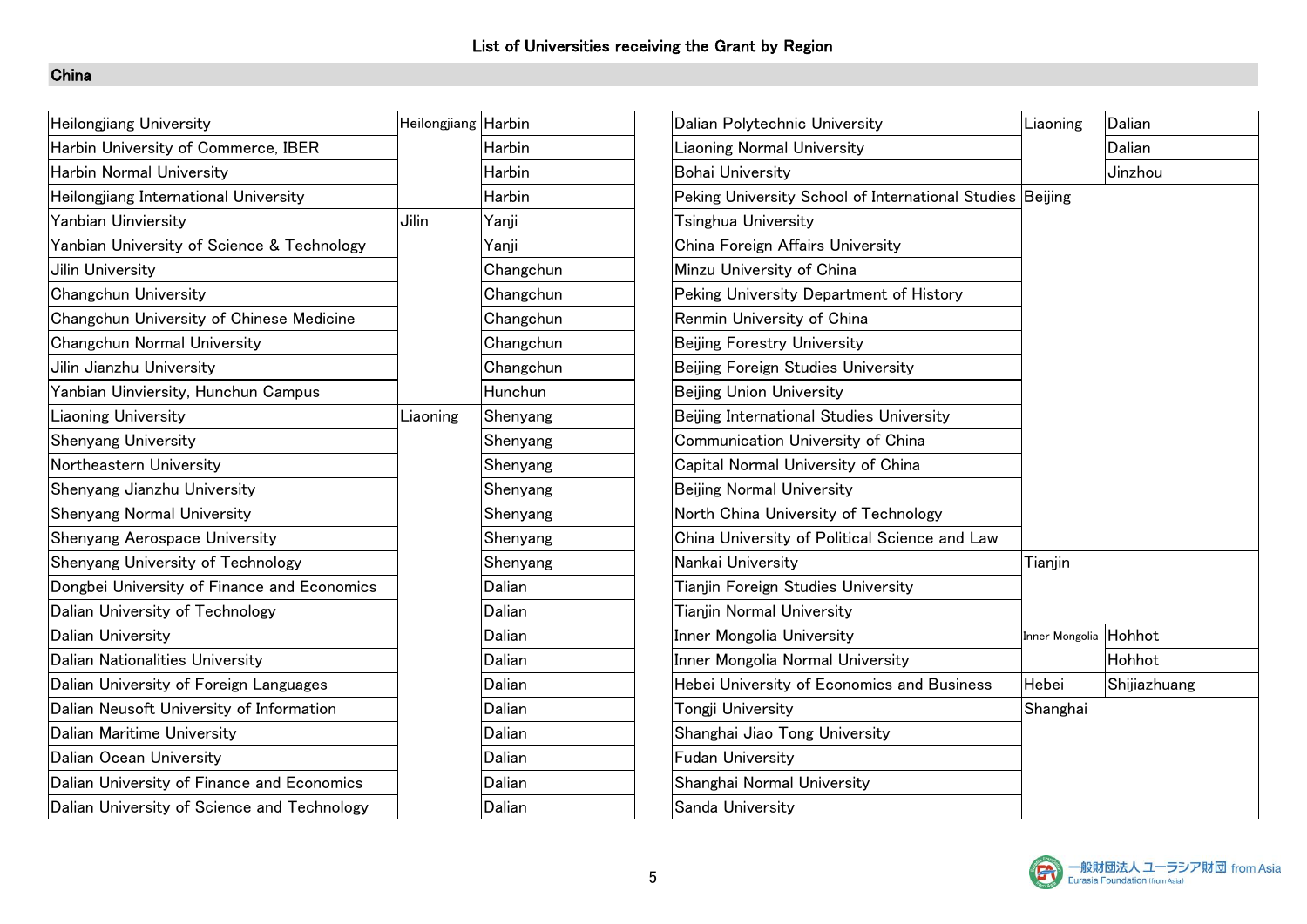# List of Universities receiving the Grant by Region

## China

| University | Province | City |
|---|---|---|
| Heilongjiang University | Heilongjiang | Harbin |
| Harbin University of Commerce, IBER | | Harbin |
| Harbin Normal University | | Harbin |
| Heilongjiang International University | | Harbin |
| Yanbian Uinviersity | Jilin | Yanji |
| Yanbian University of Science & Technology | | Yanji |
| Jilin University | | Changchun |
| Changchun University | | Changchun |
| Changchun University of Chinese Medicine | | Changchun |
| Changchun Normal University | | Changchun |
| Jilin Jianzhu University | | Changchun |
| Yanbian Uinviersity, Hunchun Campus | | Hunchun |
| Liaoning University | Liaoning | Shenyang |
| Shenyang University | | Shenyang |
| Northeastern University | | Shenyang |
| Shenyang Jianzhu University | | Shenyang |
| Shenyang Normal University | | Shenyang |
| Shenyang Aerospace University | | Shenyang |
| Shenyang University of Technology | | Shenyang |
| Dongbei University of Finance and Economics | | Dalian |
| Dalian University of Technology | | Dalian |
| Dalian University | | Dalian |
| Dalian Nationalities University | | Dalian |
| Dalian University of Foreign Languages | | Dalian |
| Dalian Neusoft University of Information | | Dalian |
| Dalian Maritime University | | Dalian |
| Dalian Ocean University | | Dalian |
| Dalian University of Finance and Economics | | Dalian |
| Dalian University of Science and Technology | | Dalian |
| Dalian Polytechnic University | Liaoning | Dalian |
| Liaoning Normal University | | Dalian |
| Bohai University | | Jinzhou |
| Peking University School of International Studies | Beijing | |
| Tsinghua University | | |
| China Foreign Affairs University | | |
| Minzu University of China | | |
| Peking University Department of History | | |
| Renmin University of China | | |
| Beijing Forestry University | | |
| Beijing Foreign Studies University | | |
| Beijing Union University | | |
| Beijing International Studies University | | |
| Communication University of China | | |
| Capital Normal University of China | | |
| Beijing Normal University | | |
| North China University of Technology | | |
| China University of Political Science and Law | | |
| Nankai University | Tianjin | |
| Tianjin Foreign Studies University | | |
| Tianjin Normal University | | |
| Inner Mongolia University | Inner Mongolia | Hohhot |
| Inner Mongolia Normal University | | Hohhot |
| Hebei University of Economics and Business | Hebei | Shijiazhuang |
| Tongji University | Shanghai | |
| Shanghai Jiao Tong University | | |
| Fudan University | | |
| Shanghai Normal University | | |
| Sanda University | | |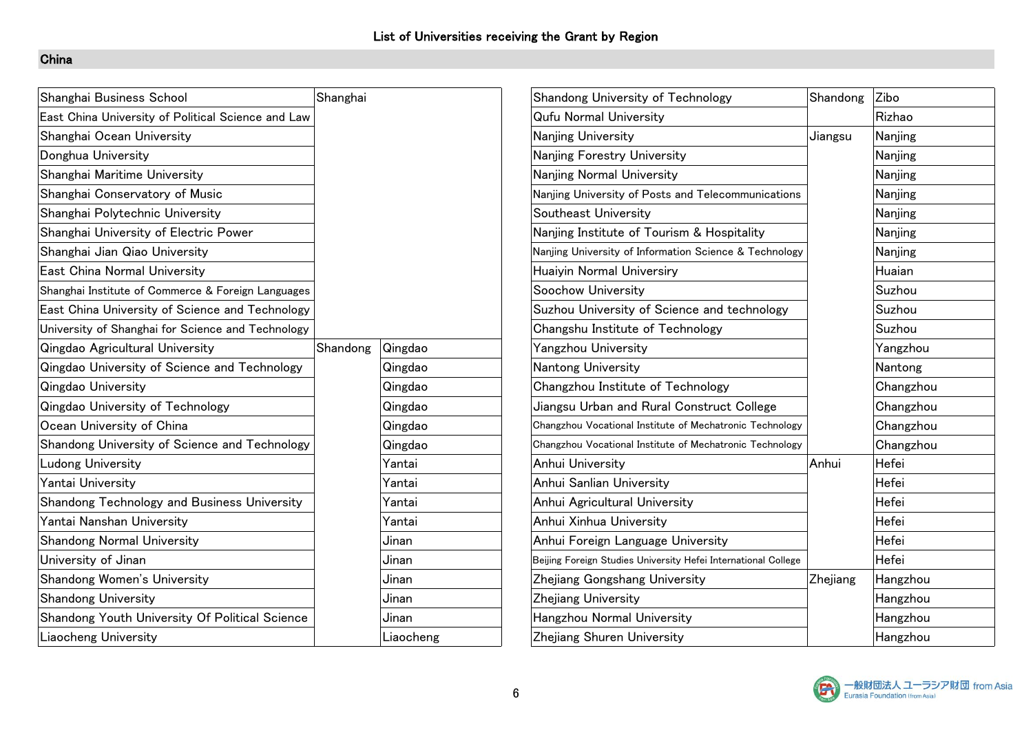# List of Universities receiving the Grant by Region

## China

| University | Province | City |
|---|---|---|
| Shanghai Business School | Shanghai | |
| East China University of Political Science and Law | | |
| Shanghai Ocean University | | |
| Donghua University | | |
| Shanghai Maritime University | | |
| Shanghai Conservatory of Music | | |
| Shanghai Polytechnic University | | |
| Shanghai University of Electric Power | | |
| Shanghai Jian Qiao University | | |
| East China Normal University | | |
| Shanghai Institute of Commerce & Foreign Languages | | |
| East China University of Science and Technology | | |
| University of Shanghai for Science and Technology | | |
| Qingdao Agricultural University | Shandong | Qingdao |
| Qingdao University of Science and Technology | | Qingdao |
| Qingdao University | | Qingdao |
| Qingdao University of Technology | | Qingdao |
| Ocean University of China | | Qingdao |
| Shandong University of Science and Technology | | Qingdao |
| Ludong University | | Yantai |
| Yantai University | | Yantai |
| Shandong Technology and Business University | | Yantai |
| Yantai Nanshan University | | Yantai |
| Shandong Normal University | | Jinan |
| University of Jinan | | Jinan |
| Shandong Women's University | | Jinan |
| Shandong University | | Jinan |
| Shandong Youth University Of Political Science | | Jinan |
| Liaocheng University | | Liaocheng |
| Shandong University of Technology | Shandong | Zibo |
| Qufu Normal University | | Rizhao |
| Nanjing University | Jiangsu | Nanjing |
| Nanjing Forestry University | | Nanjing |
| Nanjing Normal University | | Nanjing |
| Nanjing University of Posts and Telecommunications | | Nanjing |
| Southeast University | | Nanjing |
| Nanjing Institute of Tourism & Hospitality | | Nanjing |
| Nanjing University of Information Science & Technology | | Nanjing |
| Huaiyin Normal Univesity | | Huaian |
| Soochow University | | Suzhou |
| Suzhou University of Science and technology | | Suzhou |
| Changshu Institute of Technology | | Suzhou |
| Yangzhou University | | Yangzhou |
| Nantong University | | Nantong |
| Changzhou Institute of Technology | | Changzhou |
| Jiangsu Urban and Rural Construct College | | Changzhou |
| Changzhou Vocational Institute of Mechatronic Technology | | Changzhou |
| Changzhou Vocational Institute of Mechatronic Technology | | Changzhou |
| Anhui University | Anhui | Hefei |
| Anhui Sanlian University | | Hefei |
| Anhui Agricultural University | | Hefei |
| Anhui Xinhua University | | Hefei |
| Anhui Foreign Language University | | Hefei |
| Beijing Foreign Studies University Hefei International College | | Hefei |
| Zhejiang Gongshang University | Zhejiang | Hangzhou |
| Zhejiang University | | Hangzhou |
| Hangzhou Normal University | | Hangzhou |
| Zhejiang Shuren University | | Hangzhou |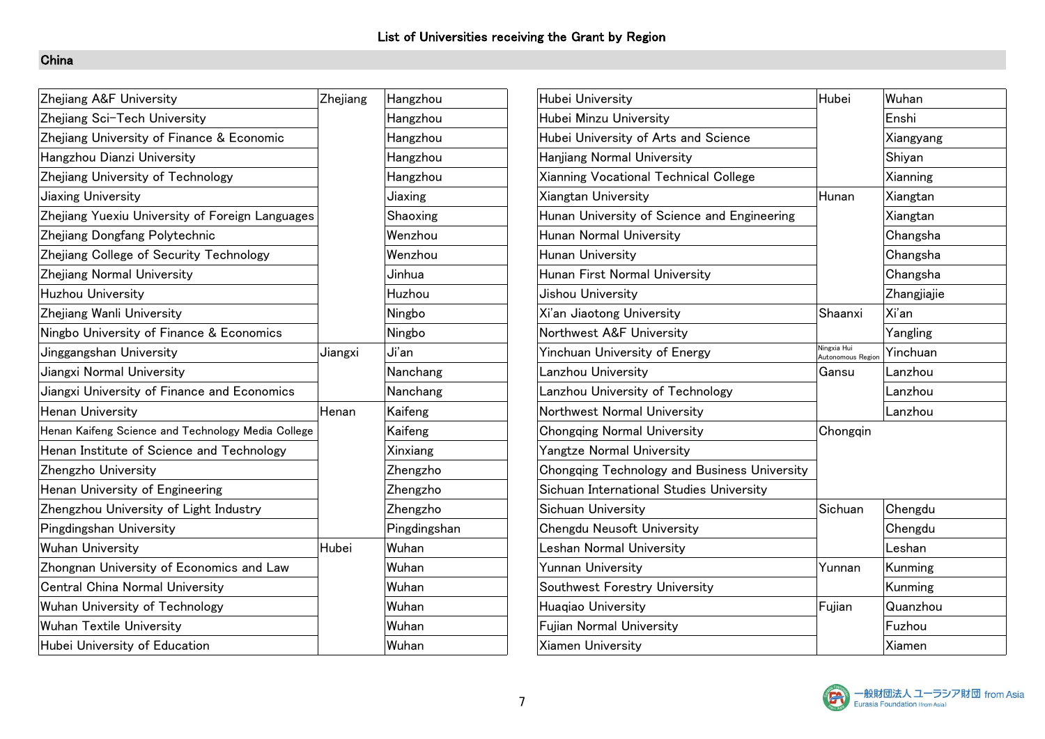## List of Universities receiving the Grant by Region

### China

| University | Province | City |
|---|---|---|
| Zhejiang A&F University | Zhejiang | Hangzhou |
| Zhejiang Sci-Tech University | | Hangzhou |
| Zhejiang University of Finance & Economic | | Hangzhou |
| Hangzhou Dianzi University | | Hangzhou |
| Zhejiang University of Technology | | Hangzhou |
| Jiaxing University | | Jiaxing |
| Zhejiang Yuexiu University of Foreign Languages | | Shaoxing |
| Zhejiang Dongfang Polytechnic | | Wenzhou |
| Zhejiang College of Security Technology | | Wenzhou |
| Zhejiang Normal University | | Jinhua |
| Huzhou University | | Huzhou |
| Zhejiang Wanli University | | Ningbo |
| Ningbo University of Finance & Economics | | Ningbo |
| Jinggangshan University | Jiangxi | Ji'an |
| Jiangxi Normal University | | Nanchang |
| Jiangxi University of Finance and Economics | | Nanchang |
| Henan University | Henan | Kaifeng |
| Henan Kaifeng Science and Technology Media College | | Kaifeng |
| Henan Institute of Science and Technology | | Xinxiang |
| Zhengzho University | | Zhengzho |
| Henan University of Engineering | | Zhengzho |
| Zhengzhou University of Light Industry | | Zhengzho |
| Pingdingshan University | | Pingdingshan |
| Wuhan University | Hubei | Wuhan |
| Zhongnan University of Economics and Law | | Wuhan |
| Central China Normal University | | Wuhan |
| Wuhan University of Technology | | Wuhan |
| Wuhan Textile University | | Wuhan |
| Hubei University of Education | | Wuhan |
| Hubei University | Hubei | Wuhan |
| Hubei Minzu University | | Enshi |
| Hubei University of Arts and Science | | Xiangyang |
| Hanjiang Normal University | | Shiyan |
| Xianning Vocational Technical College | | Xianning |
| Xiangtan University | Hunan | Xiangtan |
| Hunan University of Science and Engineering | | Xiangtan |
| Hunan Normal University | | Changsha |
| Hunan University | | Changsha |
| Hunan First Normal University | | Changsha |
| Jishou University | | Zhangjiajie |
| Xi'an Jiaotong University | Shaanxi | Xi'an |
| Northwest A&F University | | Yangling |
| Yinchuan University of Energy | Ningxia Hui Autonomous Region | Yinchuan |
| Lanzhou University | Gansu | Lanzhou |
| Lanzhou University of Technology | | Lanzhou |
| Northwest Normal University | | Lanzhou |
| Chongqing Normal University | Chongqin | |
| Yangtze Normal University | | |
| Chongqing Technology and Business University | | |
| Sichuan International Studies University | | |
| Sichuan University | Sichuan | Chengdu |
| Chengdu Neusoft University | | Chengdu |
| Leshan Normal University | | Leshan |
| Yunnan University | Yunnan | Kunming |
| Southwest Forestry University | | Kunming |
| Huaqiao University | Fujian | Quanzhou |
| Fujian Normal University | | Fuzhou |
| Xiamen University | | Xiamen |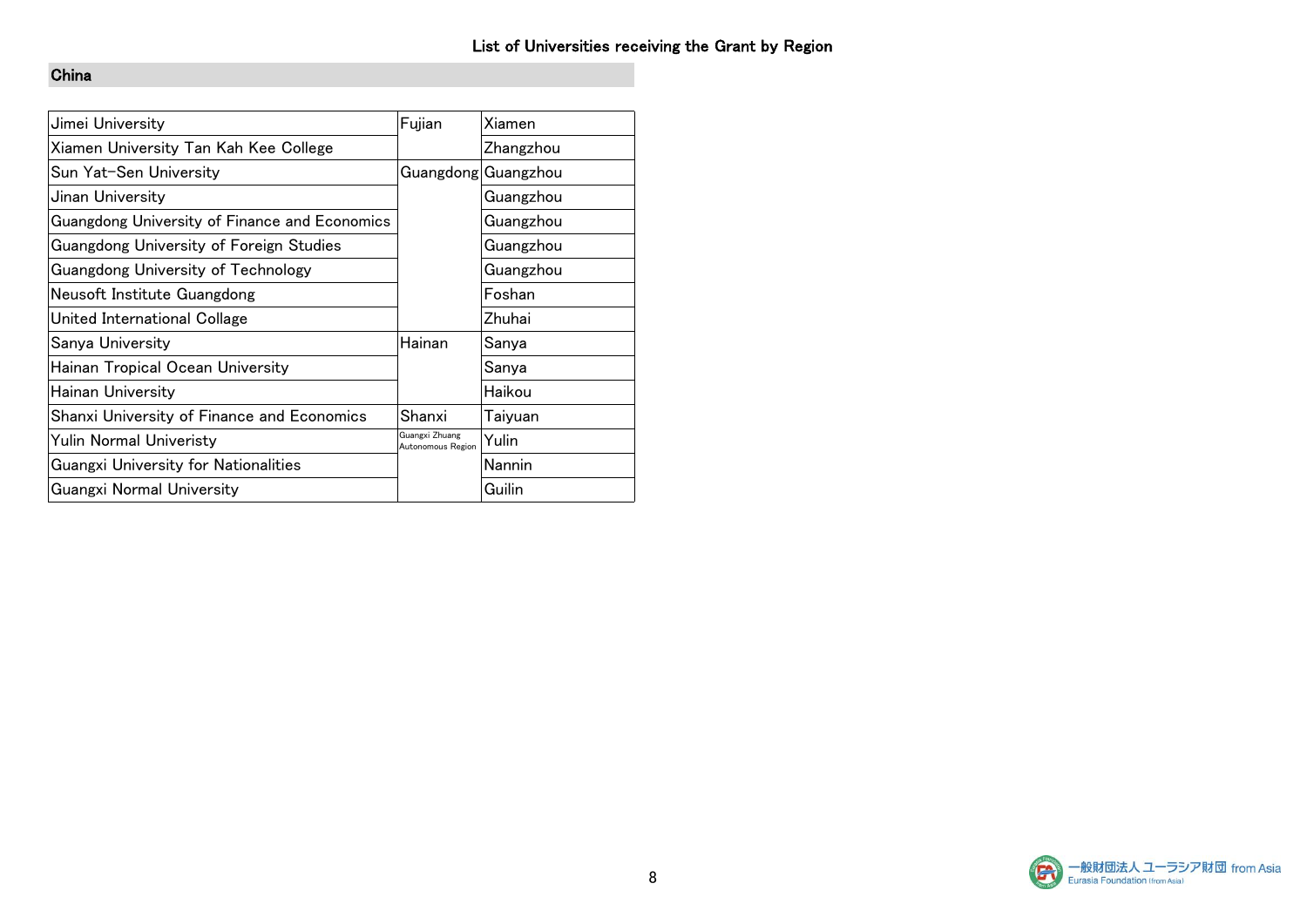## List of Universities receiving the Grant by Region

### China

| University | Province | City |
|---|---|---|
| Jimei University | Fujian | Xiamen |
| Xiamen University Tan Kah Kee College | | Zhangzhou |
| Sun Yat-Sen University | Guangdong | Guangzhou |
| Jinan University | | Guangzhou |
| Guangdong University of Finance and Economics | | Guangzhou |
| Guangdong University of Foreign Studies | | Guangzhou |
| Guangdong University of Technology | | Guangzhou |
| Neusoft Institute Guangdong | | Foshan |
| United International Collage | | Zhuhai |
| Sanya University | Hainan | Sanya |
| Hainan Tropical Ocean University | | Sanya |
| Hainan University | | Haikou |
| Shanxi University of Finance and Economics | Shanxi | Taiyuan |
| Yulin Normal Univeristy | Guangxi Zhuang Autonomous Region | Yulin |
| Guangxi University for Nationalities | | Nannin |
| Guangxi Normal University | | Guilin |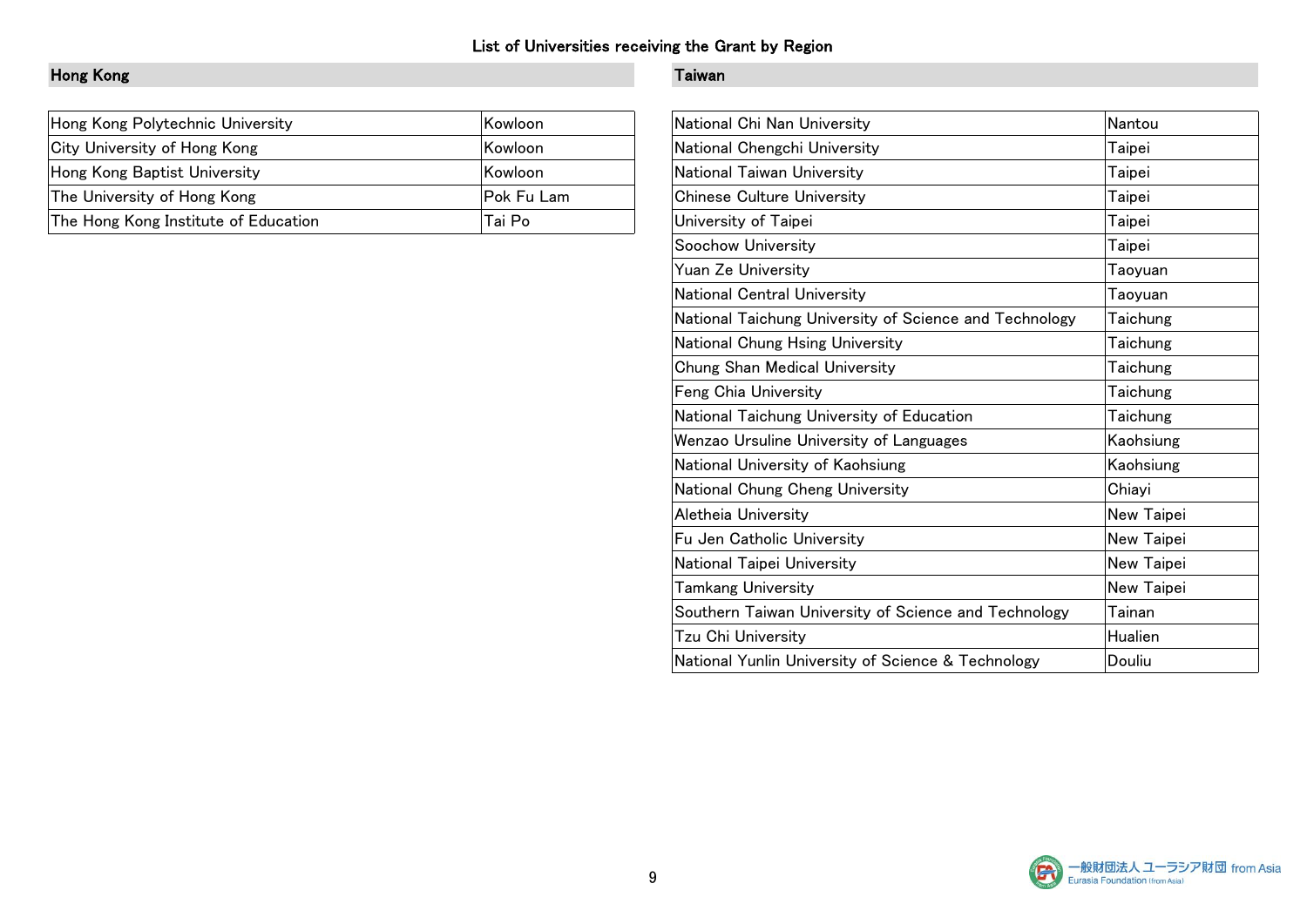# List of Universities receiving the Grant by Region

## Hong Kong

| University | Location |
| --- | --- |
| Hong Kong Polytechnic University | Kowloon |
| City University of Hong Kong | Kowloon |
| Hong Kong Baptist University | Kowloon |
| The University of Hong Kong | Pok Fu Lam |
| The Hong Kong Institute of Education | Tai Po |

## Taiwan

| University | Location |
| --- | --- |
| National Chi Nan University | Nantou |
| National Chengchi University | Taipei |
| National Taiwan University | Taipei |
| Chinese Culture University | Taipei |
| University of Taipei | Taipei |
| Soochow University | Taipei |
| Yuan Ze University | Taoyuan |
| National Central University | Taoyuan |
| National Taichung University of Science and Technology | Taichung |
| National Chung Hsing University | Taichung |
| Chung Shan Medical University | Taichung |
| Feng Chia University | Taichung |
| National Taichung University of Education | Taichung |
| Wenzao Ursuline University of Languages | Kaohsiung |
| National University of Kaohsiung | Kaohsiung |
| National Chung Cheng University | Chiayi |
| Aletheia University | New Taipei |
| Fu Jen Catholic University | New Taipei |
| National Taipei University | New Taipei |
| Tamkang University | New Taipei |
| Southern Taiwan University of Science and Technology | Tainan |
| Tzu Chi University | Hualien |
| National Yunlin University of Science & Technology | Douliu |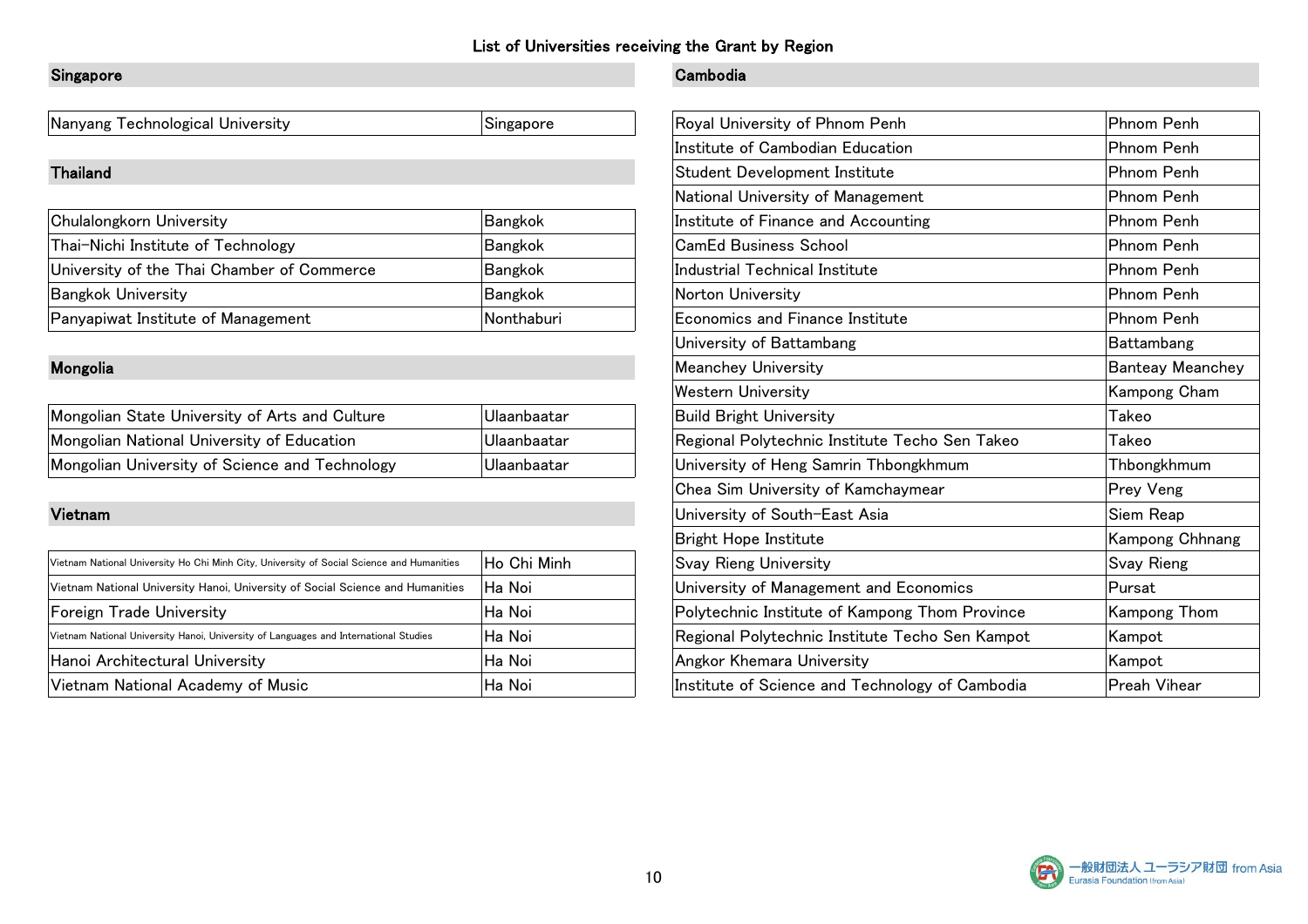## List of Universities receiving the Grant by Region

### Singapore

| | |
|---|---|
| Nanyang Technological University | Singapore |

### Thailand

| | |
|---|---|
| Chulalongkorn University | Bangkok |
| Thai-Nichi Institute of Technology | Bangkok |
| University of the Thai Chamber of Commerce | Bangkok |
| Bangkok University | Bangkok |
| Panyapiwat Institute of Management | Nonthaburi |

### Mongolia

| | |
|---|---|
| Mongolian State University of Arts and Culture | Ulaanbaatar |
| Mongolian National University of Education | Ulaanbaatar |
| Mongolian University of Science and Technology | Ulaanbaatar |

### Vietnam

| | |
|---|---|
| Vietnam National University Ho Chi Minh City, University of Social Science and Humanities | Ho Chi Minh |
| Vietnam National University Hanoi, University of Social Science and Humanities | Ha Noi |
| Foreign Trade University | Ha Noi |
| Vietnam National University Hanoi, University of Languages and International Studies | Ha Noi |
| Hanoi Architectural University | Ha Noi |
| Vietnam National Academy of Music | Ha Noi |

### Cambodia

| | |
|---|---|
| Royal University of Phnom Penh | Phnom Penh |
| Institute of Cambodian Education | Phnom Penh |
| Student Development Institute | Phnom Penh |
| National University of Management | Phnom Penh |
| Institute of Finance and Accounting | Phnom Penh |
| CamEd Business School | Phnom Penh |
| Industrial Technical Institute | Phnom Penh |
| Norton University | Phnom Penh |
| Economics and Finance Institute | Phnom Penh |
| University of Battambang | Battambang |
| Meanchey University | Banteay Meanchey |
| Western University | Kampong Cham |
| Build Bright University | Takeo |
| Regional Polytechnic Institute Techo Sen Takeo | Takeo |
| University of Heng Samrin Thbongkhmum | Thbongkhmum |
| Chea Sim University of Kamchaymear | Prey Veng |
| University of South-East Asia | Siem Reap |
| Bright Hope Institute | Kampong Chhnang |
| Svay Rieng University | Svay Rieng |
| University of Management and Economics | Pursat |
| Polytechnic Institute of Kampong Thom Province | Kampong Thom |
| Regional Polytechnic Institute Techo Sen Kampot | Kampot |
| Angkor Khemara University | Kampot |
| Institute of Science and Technology of Cambodia | Preah Vihear |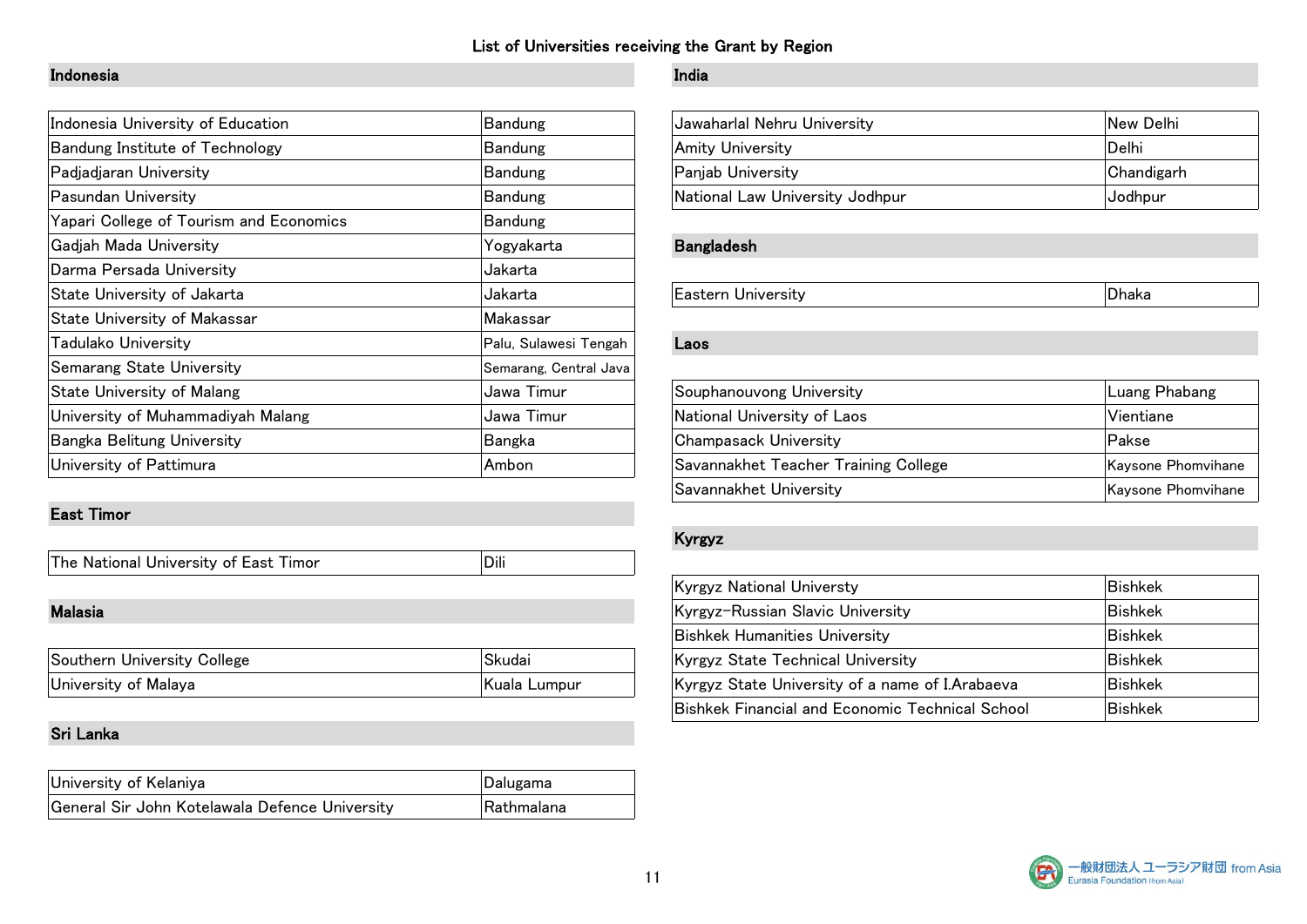# List of Universities receiving the Grant by Region

## Indonesia

| | |
|---|---|
| Indonesia University of Education | Bandung |
| Bandung Institute of Technology | Bandung |
| Padjadjaran University | Bandung |
| Pasundan University | Bandung |
| Yapari College of Tourism and Economics | Bandung |
| Gadjah Mada University | Yogyakarta |
| Darma Persada University | Jakarta |
| State University of Jakarta | Jakarta |
| State University of Makassar | Makassar |
| Tadulako University | Palu, Sulawesi Tengah |
| Semarang State University | Semarang, Central Java |
| State University of Malang | Jawa Timur |
| University of Muhammadiyah Malang | Jawa Timur |
| Bangka Belitung University | Bangka |
| University of Pattimura | Ambon |

## East Timor

| | |
|---|---|
| The National University of East Timor | Dili |

## Malasia

| | |
|---|---|
| Southern University College | Skudai |
| University of Malaya | Kuala Lumpur |

## Sri Lanka

| | |
|---|---|
| University of Kelaniya | Dalugama |
| General Sir John Kotelawala Defence University | Rathmalana |

## India

| | |
|---|---|
| Jawaharlal Nehru University | New Delhi |
| Amity University | Delhi |
| Panjab University | Chandigarh |
| National Law University Jodhpur | Jodhpur |

## Bangladesh

| | |
|---|---|
| Eastern University | Dhaka |

## Laos

| | |
|---|---|
| Souphanouvong University | Luang Phabang |
| National University of Laos | Vientiane |
| Champasack University | Pakse |
| Savannakhet Teacher Training College | Kaysone Phomvihane |
| Savannakhet University | Kaysone Phomvihane |

## Kyrgyz

| | |
|---|---|
| Kyrgyz National Universty | Bishkek |
| Kyrgyz-Russian Slavic University | Bishkek |
| Bishkek Humanities University | Bishkek |
| Kyrgyz State Technical University | Bishkek |
| Kyrgyz State University of a name of I.Arabaeva | Bishkek |
| Bishkek Financial and Economic Technical School | Bishkek |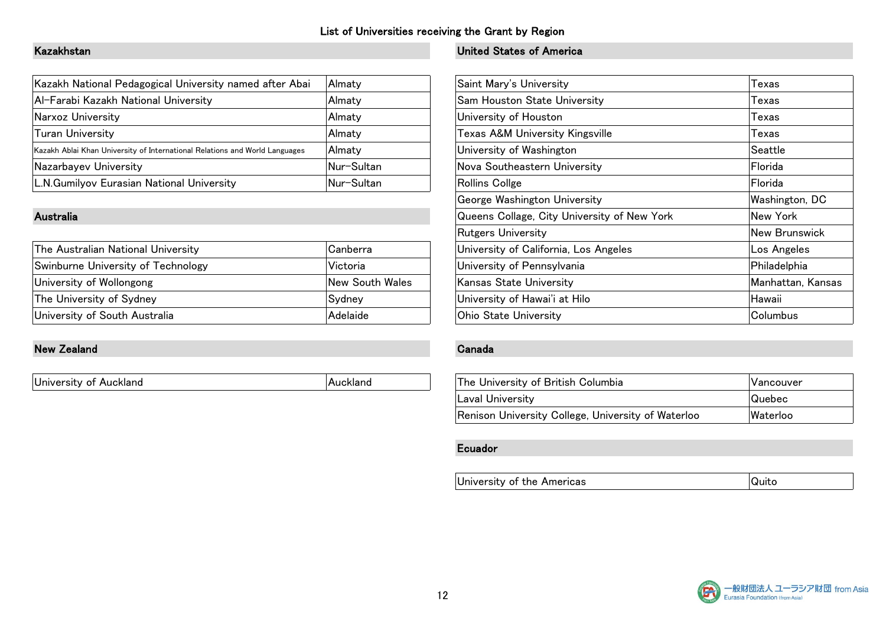# List of Universities receiving the Grant by Region

## Kazakhstan

| | |
|---|---|
| Kazakh National Pedagogical University named after Abai | Almaty |
| Al-Farabi Kazakh National University | Almaty |
| Narxoz University | Almaty |
| Turan University | Almaty |
| Kazakh Ablai Khan University of International Relations and World Languages | Almaty |
| Nazarbayev University | Nur-Sultan |
| L.N.Gumilyov Eurasian National University | Nur-Sultan |

## Australia

| | |
|---|---|
| The Australian National University | Canberra |
| Swinburne University of Technology | Victoria |
| University of Wollongong | New South Wales |
| The University of Sydney | Sydney |
| University of South Australia | Adelaide |

## New Zealand

| | |
|---|---|
| University of Auckland | Auckland |

## United States of America

| | |
|---|---|
| Saint Mary's University | Texas |
| Sam Houston State University | Texas |
| University of Houston | Texas |
| Texas A&M University Kingsville | Texas |
| University of Washington | Seattle |
| Nova Southeastern University | Florida |
| Rollins Collge | Florida |
| George Washington University | Washington, DC |
| Queens Collage, City University of New York | New York |
| Rutgers University | New Brunswick |
| University of California, Los Angeles | Los Angeles |
| University of Pennsylvania | Philadelphia |
| Kansas State University | Manhattan, Kansas |
| University of Hawai'i at Hilo | Hawaii |
| Ohio State University | Columbus |

## Canada

| | |
|---|---|
| The University of British Columbia | Vancouver |
| Laval University | Quebec |
| Renison University College, University of Waterloo | Waterloo |

## Ecuador

| | |
|---|---|
| University of the Americas | Quito |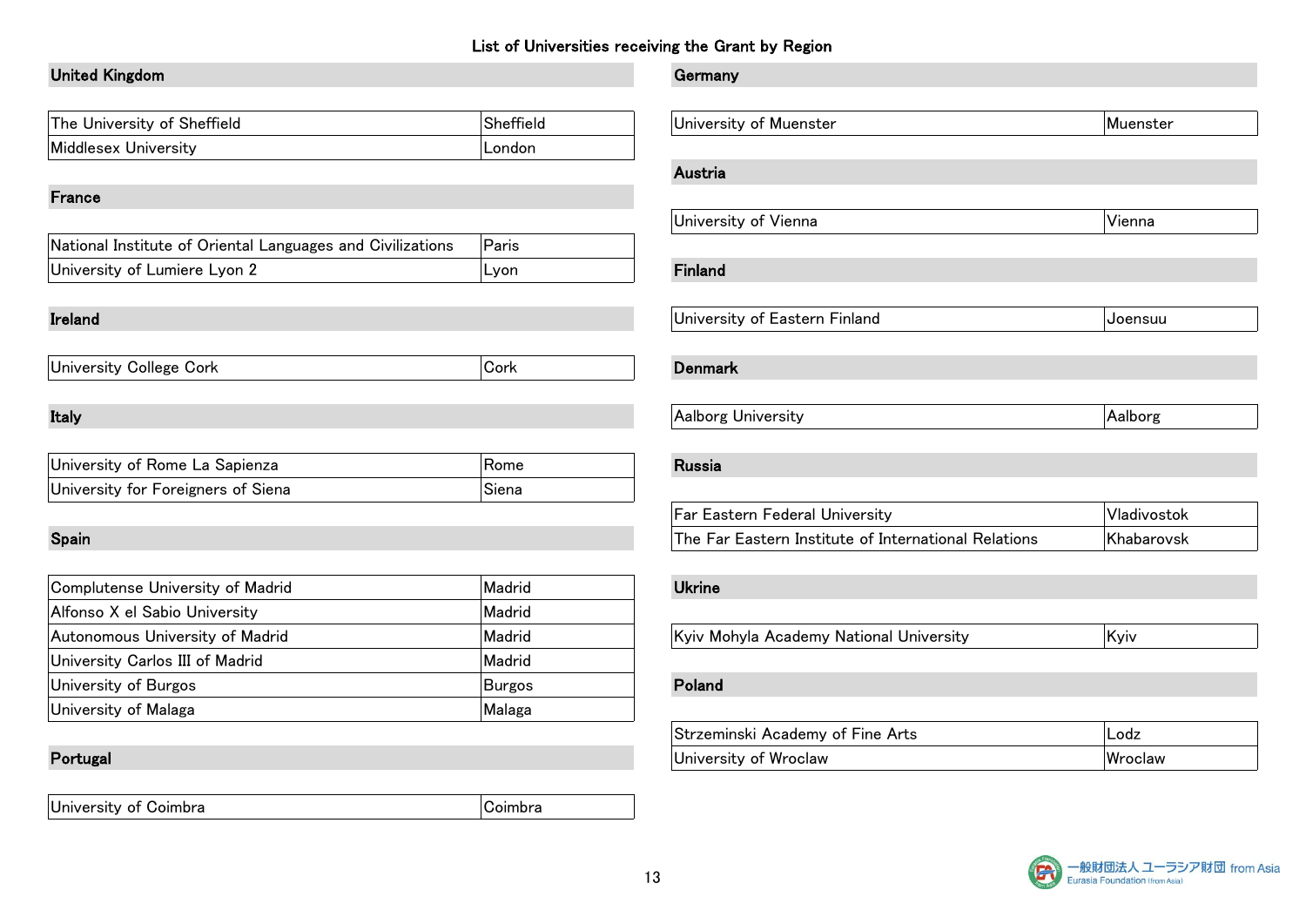# List of Universities receiving the Grant by Region

## United Kingdom

| | |
|---|---|
| The University of Sheffield | Sheffield |
| Middlesex University | London |

## France

| | |
|---|---|
| National Institute of Oriental Languages and Civilizations | Paris |
| University of Lumiere Lyon 2 | Lyon |

## Ireland

| | |
|---|---|
| University College Cork | Cork |

## Italy

| | |
|---|---|
| University of Rome La Sapienza | Rome |
| University for Foreigners of Siena | Siena |

## Spain

| | |
|---|---|
| Complutense University of Madrid | Madrid |
| Alfonso X el Sabio University | Madrid |
| Autonomous University of Madrid | Madrid |
| University Carlos III of Madrid | Madrid |
| University of Burgos | Burgos |
| University of Malaga | Malaga |

## Portugal

| | |
|---|---|
| University of Coimbra | Coimbra |

## Germany

| | |
|---|---|
| University of Muenster | Muenster |

## Austria

| | |
|---|---|
| University of Vienna | Vienna |

## Finland

| | |
|---|---|
| University of Eastern Finland | Joensuu |

## Denmark

| | |
|---|---|
| Aalborg University | Aalborg |

## Russia

| | |
|---|---|
| Far Eastern Federal University | Vladivostok |
| The Far Eastern Institute of International Relations | Khabarovsk |

## Ukrine

| | |
|---|---|
| Kyiv Mohyla Academy National University | Kyiv |

## Poland

| | |
|---|---|
| Strzeminski Academy of Fine Arts | Lodz |
| University of Wroclaw | Wroclaw |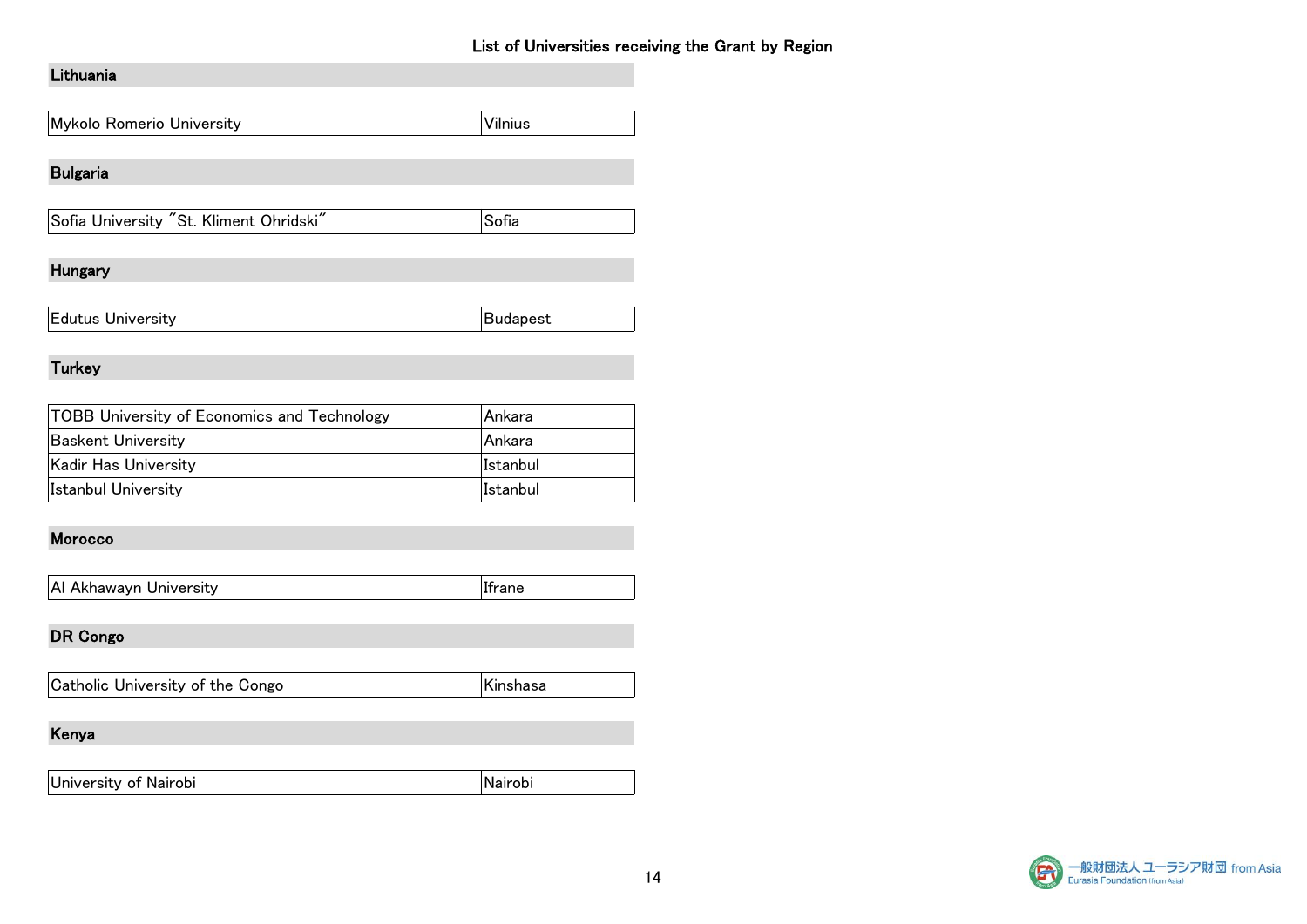## List of Universities receiving the Grant by Region

### Lithuania

| | |
|---|---|
| Mykolo Romerio University | Vilnius |

### Bulgaria

| | |
|---|---|
| Sofia University "St. Kliment Ohridski" | Sofia |

### Hungary

| | |
|---|---|
| Edutus University | Budapest |

### Turkey

| | |
|---|---|
| TOBB University of Economics and Technology | Ankara |
| Baskent University | Ankara |
| Kadir Has University | Istanbul |
| Istanbul University | Istanbul |

### Morocco

| | |
|---|---|
| Al Akhawayn University | Ifrane |

### DR Congo

| | |
|---|---|
| Catholic University of the Congo | Kinshasa |

### Kenya

| | |
|---|---|
| University of Nairobi | Nairobi |

一般財団法人 ユーラシア財団 from Asia
Eurasia Foundation (from Asia)